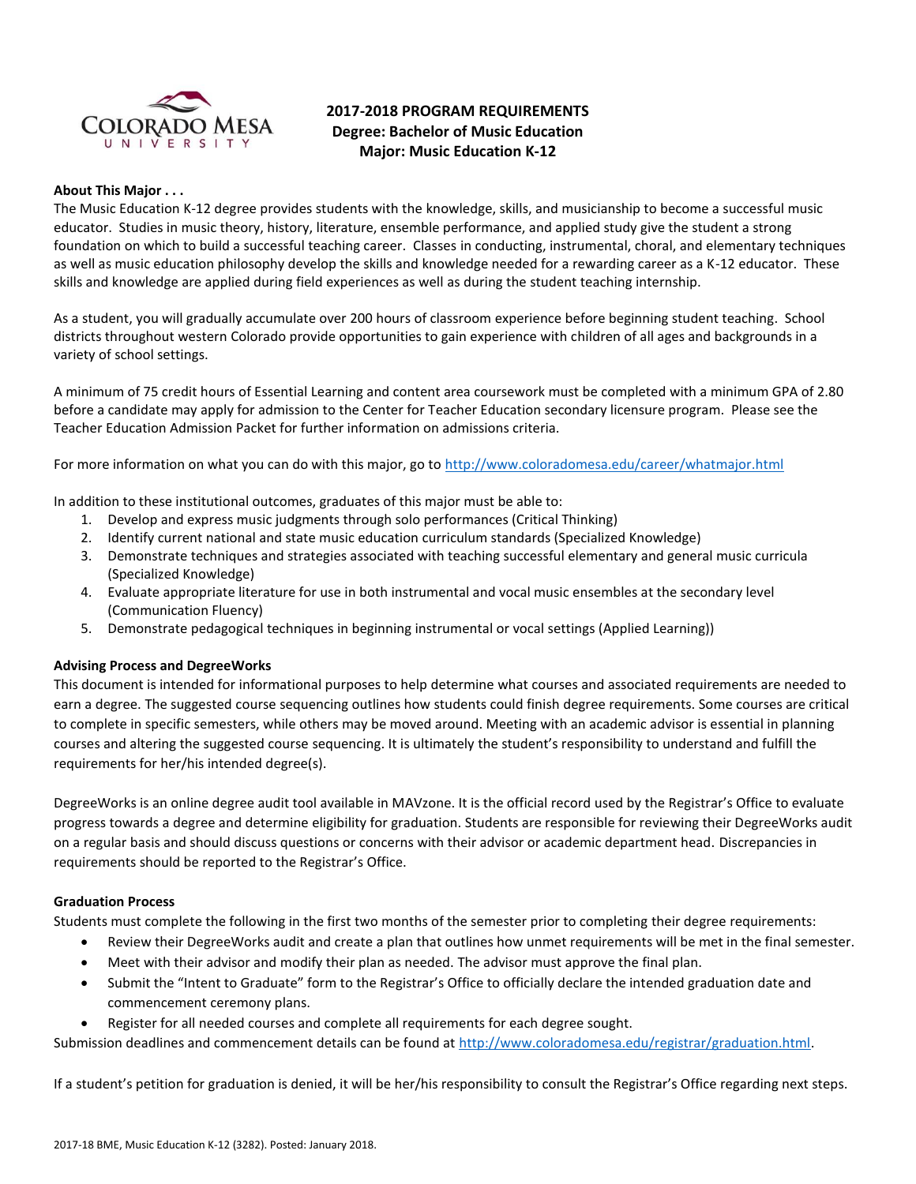# 2017-2018 PROGRAM REQUIREMENTS
## Degree: Bachelor of Music Education
## Major: Music Education K-12

**About This Major . . .**

The Music Education K-12 degree provides students with the knowledge, skills, and musicianship to become a successful music educator. Studies in music theory, history, literature, ensemble performance, and applied study give the student a strong foundation on which to build a successful teaching career. Classes in conducting, instrumental, choral, and elementary techniques as well as music education philosophy develop the skills and knowledge needed for a rewarding career as a K-12 educator. These skills and knowledge are applied during field experiences as well as during the student teaching internship.

As a student, you will gradually accumulate over 200 hours of classroom experience before beginning student teaching. School districts throughout western Colorado provide opportunities to gain experience with children of all ages and backgrounds in a variety of school settings.

A minimum of 75 credit hours of Essential Learning and content area coursework must be completed with a minimum GPA of 2.80 before a candidate may apply for admission to the Center for Teacher Education secondary licensure program. Please see the Teacher Education Admission Packet for further information on admissions criteria.

For more information on what you can do with this major, go to http://www.coloradomesa.edu/career/whatmajor.html

In addition to these institutional outcomes, graduates of this major must be able to:

1. Develop and express music judgments through solo performances (Critical Thinking)
2. Identify current national and state music education curriculum standards (Specialized Knowledge)
3. Demonstrate techniques and strategies associated with teaching successful elementary and general music curricula (Specialized Knowledge)
4. Evaluate appropriate literature for use in both instrumental and vocal music ensembles at the secondary level (Communication Fluency)
5. Demonstrate pedagogical techniques in beginning instrumental or vocal settings (Applied Learning))

**Advising Process and DegreeWorks**

This document is intended for informational purposes to help determine what courses and associated requirements are needed to earn a degree. The suggested course sequencing outlines how students could finish degree requirements. Some courses are critical to complete in specific semesters, while others may be moved around. Meeting with an academic advisor is essential in planning courses and altering the suggested course sequencing. It is ultimately the student's responsibility to understand and fulfill the requirements for her/his intended degree(s).

DegreeWorks is an online degree audit tool available in MAVzone. It is the official record used by the Registrar's Office to evaluate progress towards a degree and determine eligibility for graduation. Students are responsible for reviewing their DegreeWorks audit on a regular basis and should discuss questions or concerns with their advisor or academic department head. Discrepancies in requirements should be reported to the Registrar's Office.

**Graduation Process**

Students must complete the following in the first two months of the semester prior to completing their degree requirements:

- Review their DegreeWorks audit and create a plan that outlines how unmet requirements will be met in the final semester.
- Meet with their advisor and modify their plan as needed. The advisor must approve the final plan.
- Submit the "Intent to Graduate" form to the Registrar's Office to officially declare the intended graduation date and commencement ceremony plans.
- Register for all needed courses and complete all requirements for each degree sought.

Submission deadlines and commencement details can be found at http://www.coloradomesa.edu/registrar/graduation.html.

If a student's petition for graduation is denied, it will be her/his responsibility to consult the Registrar's Office regarding next steps.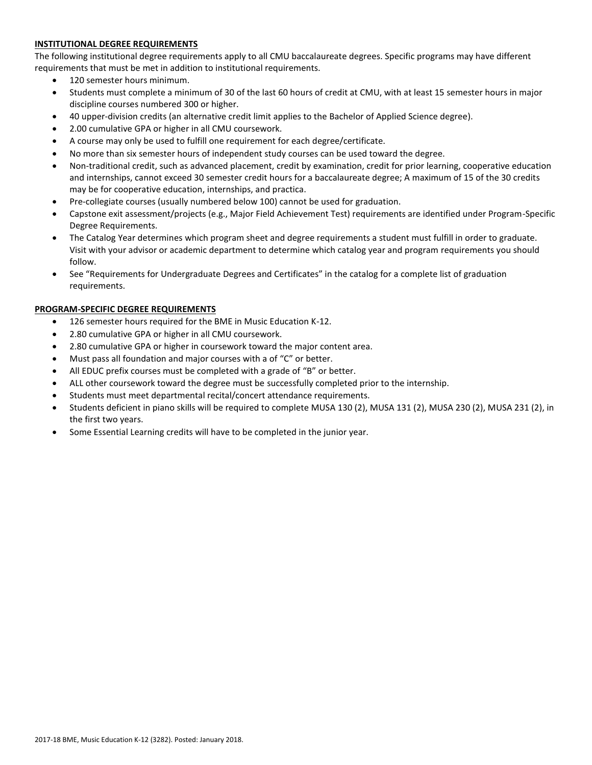## INSTITUTIONAL DEGREE REQUIREMENTS

The following institutional degree requirements apply to all CMU baccalaureate degrees. Specific programs may have different requirements that must be met in addition to institutional requirements.

- 120 semester hours minimum.
- Students must complete a minimum of 30 of the last 60 hours of credit at CMU, with at least 15 semester hours in major discipline courses numbered 300 or higher.
- 40 upper-division credits (an alternative credit limit applies to the Bachelor of Applied Science degree).
- 2.00 cumulative GPA or higher in all CMU coursework.
- A course may only be used to fulfill one requirement for each degree/certificate.
- No more than six semester hours of independent study courses can be used toward the degree.
- Non-traditional credit, such as advanced placement, credit by examination, credit for prior learning, cooperative education and internships, cannot exceed 30 semester credit hours for a baccalaureate degree; A maximum of 15 of the 30 credits may be for cooperative education, internships, and practica.
- Pre-collegiate courses (usually numbered below 100) cannot be used for graduation.
- Capstone exit assessment/projects (e.g., Major Field Achievement Test) requirements are identified under Program-Specific Degree Requirements.
- The Catalog Year determines which program sheet and degree requirements a student must fulfill in order to graduate. Visit with your advisor or academic department to determine which catalog year and program requirements you should follow.
- See "Requirements for Undergraduate Degrees and Certificates" in the catalog for a complete list of graduation requirements.

## PROGRAM-SPECIFIC DEGREE REQUIREMENTS

- 126 semester hours required for the BME in Music Education K-12.
- 2.80 cumulative GPA or higher in all CMU coursework.
- 2.80 cumulative GPA or higher in coursework toward the major content area.
- Must pass all foundation and major courses with a of "C" or better.
- All EDUC prefix courses must be completed with a grade of "B" or better.
- ALL other coursework toward the degree must be successfully completed prior to the internship.
- Students must meet departmental recital/concert attendance requirements.
- Students deficient in piano skills will be required to complete MUSA 130 (2), MUSA 131 (2), MUSA 230 (2), MUSA 231 (2), in the first two years.
- Some Essential Learning credits will have to be completed in the junior year.

2017-18 BME, Music Education K-12 (3282). Posted: January 2018.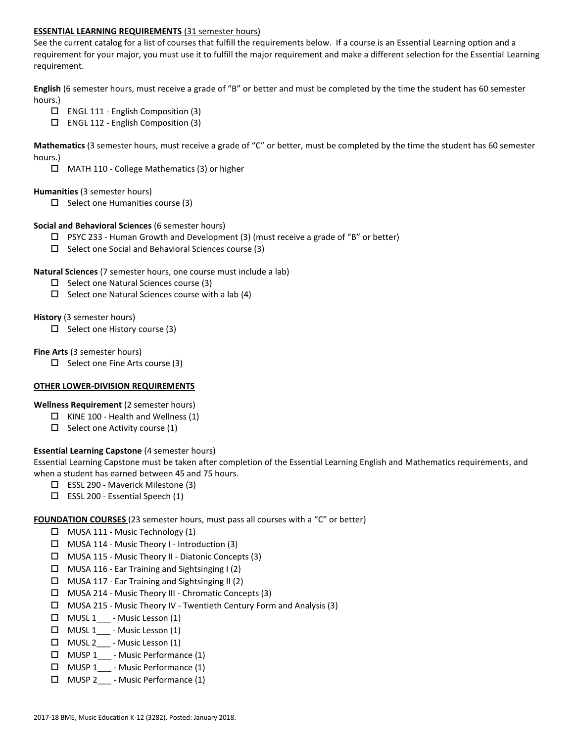**ESSENTIAL LEARNING REQUIREMENTS** (31 semester hours)

See the current catalog for a list of courses that fulfill the requirements below. If a course is an Essential Learning option and a requirement for your major, you must use it to fulfill the major requirement and make a different selection for the Essential Learning requirement.

**English** (6 semester hours, must receive a grade of "B" or better and must be completed by the time the student has 60 semester hours.)

- ☐ ENGL 111 - English Composition (3)
- ☐ ENGL 112 - English Composition (3)

**Mathematics** (3 semester hours, must receive a grade of "C" or better, must be completed by the time the student has 60 semester hours.)

- ☐ MATH 110 - College Mathematics (3) or higher

**Humanities** (3 semester hours)

- ☐ Select one Humanities course (3)

**Social and Behavioral Sciences** (6 semester hours)

- ☐ PSYC 233 - Human Growth and Development (3) (must receive a grade of "B" or better)
- ☐ Select one Social and Behavioral Sciences course (3)

**Natural Sciences** (7 semester hours, one course must include a lab)

- ☐ Select one Natural Sciences course (3)
- ☐ Select one Natural Sciences course with a lab (4)

**History** (3 semester hours)

- ☐ Select one History course (3)

**Fine Arts** (3 semester hours)

- ☐ Select one Fine Arts course (3)

**OTHER LOWER-DIVISION REQUIREMENTS**

**Wellness Requirement** (2 semester hours)

- ☐ KINE 100 - Health and Wellness (1)
- ☐ Select one Activity course (1)

**Essential Learning Capstone** (4 semester hours)

Essential Learning Capstone must be taken after completion of the Essential Learning English and Mathematics requirements, and when a student has earned between 45 and 75 hours.

- ☐ ESSL 290 - Maverick Milestone (3)
- ☐ ESSL 200 - Essential Speech (1)

**FOUNDATION COURSES** (23 semester hours, must pass all courses with a "C" or better)

- ☐ MUSA 111 - Music Technology (1)
- ☐ MUSA 114 - Music Theory I - Introduction (3)
- ☐ MUSA 115 - Music Theory II - Diatonic Concepts (3)
- ☐ MUSA 116 - Ear Training and Sightsinging I (2)
- ☐ MUSA 117 - Ear Training and Sightsinging II (2)
- ☐ MUSA 214 - Music Theory III - Chromatic Concepts (3)
- ☐ MUSA 215 - Music Theory IV - Twentieth Century Form and Analysis (3)
- ☐ MUSL 1___ - Music Lesson (1)
- ☐ MUSL 1___ - Music Lesson (1)
- ☐ MUSL 2___ - Music Lesson (1)
- ☐ MUSP 1___ - Music Performance (1)
- ☐ MUSP 1___ - Music Performance (1)
- ☐ MUSP 2___ - Music Performance (1)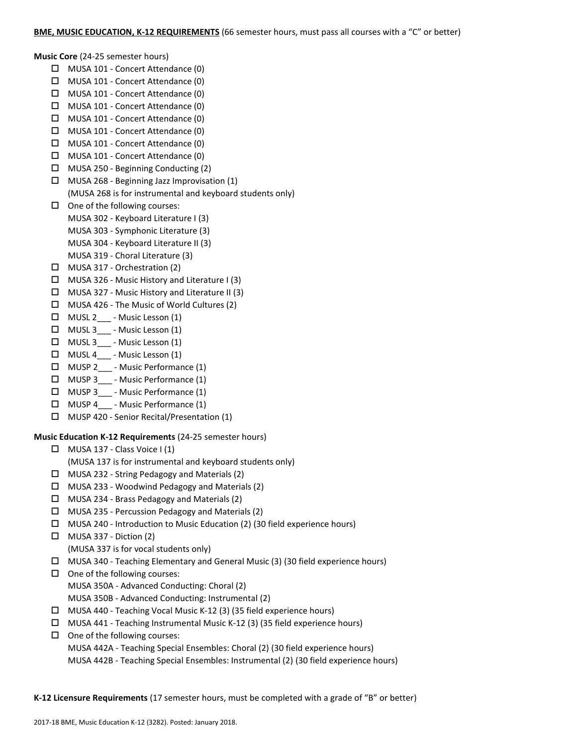**BME, MUSIC EDUCATION, K-12 REQUIREMENTS** (66 semester hours, must pass all courses with a "C" or better)

**Music Core** (24-25 semester hours)

- ☐ MUSA 101 - Concert Attendance (0)
- ☐ MUSA 101 - Concert Attendance (0)
- ☐ MUSA 101 - Concert Attendance (0)
- ☐ MUSA 101 - Concert Attendance (0)
- ☐ MUSA 101 - Concert Attendance (0)
- ☐ MUSA 101 - Concert Attendance (0)
- ☐ MUSA 101 - Concert Attendance (0)
- ☐ MUSA 101 - Concert Attendance (0)
- ☐ MUSA 250 - Beginning Conducting (2)
- ☐ MUSA 268 - Beginning Jazz Improvisation (1)
  (MUSA 268 is for instrumental and keyboard students only)
- ☐ One of the following courses:
  MUSA 302 - Keyboard Literature I (3)
  MUSA 303 - Symphonic Literature (3)
  MUSA 304 - Keyboard Literature II (3)
  MUSA 319 - Choral Literature (3)
- ☐ MUSA 317 - Orchestration (2)
- ☐ MUSA 326 - Music History and Literature I (3)
- ☐ MUSA 327 - Music History and Literature II (3)
- ☐ MUSA 426 - The Music of World Cultures (2)
- ☐ MUSL 2___ - Music Lesson (1)
- ☐ MUSL 3___ - Music Lesson (1)
- ☐ MUSL 3___ - Music Lesson (1)
- ☐ MUSL 4___ - Music Lesson (1)
- ☐ MUSP 2___ - Music Performance (1)
- ☐ MUSP 3___ - Music Performance (1)
- ☐ MUSP 3___ - Music Performance (1)
- ☐ MUSP 4___ - Music Performance (1)
- ☐ MUSP 420 - Senior Recital/Presentation (1)

**Music Education K-12 Requirements** (24-25 semester hours)

- ☐ MUSA 137 - Class Voice I (1)
  (MUSA 137 is for instrumental and keyboard students only)
- ☐ MUSA 232 - String Pedagogy and Materials (2)
- ☐ MUSA 233 - Woodwind Pedagogy and Materials (2)
- ☐ MUSA 234 - Brass Pedagogy and Materials (2)
- ☐ MUSA 235 - Percussion Pedagogy and Materials (2)
- ☐ MUSA 240 - Introduction to Music Education (2) (30 field experience hours)
- ☐ MUSA 337 - Diction (2)
  (MUSA 337 is for vocal students only)
- ☐ MUSA 340 - Teaching Elementary and General Music (3) (30 field experience hours)
- ☐ One of the following courses:
  MUSA 350A - Advanced Conducting: Choral (2)
  MUSA 350B - Advanced Conducting: Instrumental (2)
- ☐ MUSA 440 - Teaching Vocal Music K-12 (3) (35 field experience hours)
- ☐ MUSA 441 - Teaching Instrumental Music K-12 (3) (35 field experience hours)
- ☐ One of the following courses:
  MUSA 442A - Teaching Special Ensembles: Choral (2) (30 field experience hours)
  MUSA 442B - Teaching Special Ensembles: Instrumental (2) (30 field experience hours)

**K-12 Licensure Requirements** (17 semester hours, must be completed with a grade of "B" or better)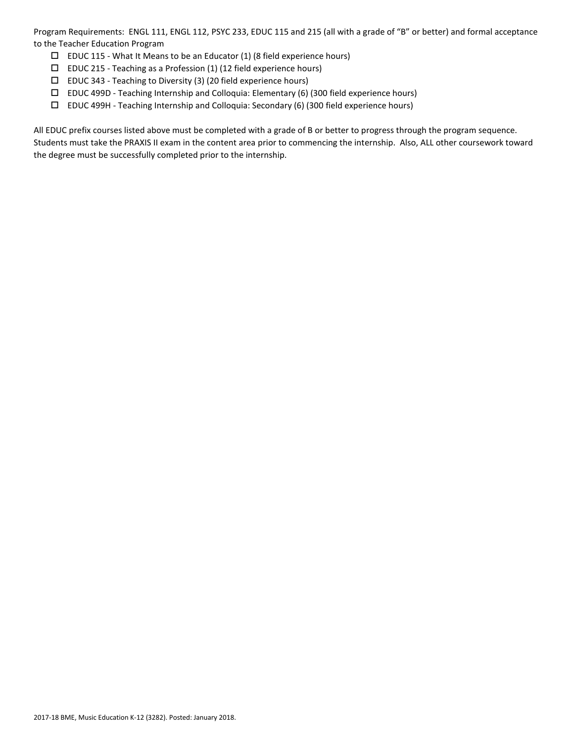Program Requirements: ENGL 111, ENGL 112, PSYC 233, EDUC 115 and 215 (all with a grade of "B" or better) and formal acceptance to the Teacher Education Program

- ☐ EDUC 115 - What It Means to be an Educator (1) (8 field experience hours)
- ☐ EDUC 215 - Teaching as a Profession (1) (12 field experience hours)
- ☐ EDUC 343 - Teaching to Diversity (3) (20 field experience hours)
- ☐ EDUC 499D - Teaching Internship and Colloquia: Elementary (6) (300 field experience hours)
- ☐ EDUC 499H - Teaching Internship and Colloquia: Secondary (6) (300 field experience hours)

All EDUC prefix courses listed above must be completed with a grade of B or better to progress through the program sequence. Students must take the PRAXIS II exam in the content area prior to commencing the internship. Also, ALL other coursework toward the degree must be successfully completed prior to the internship.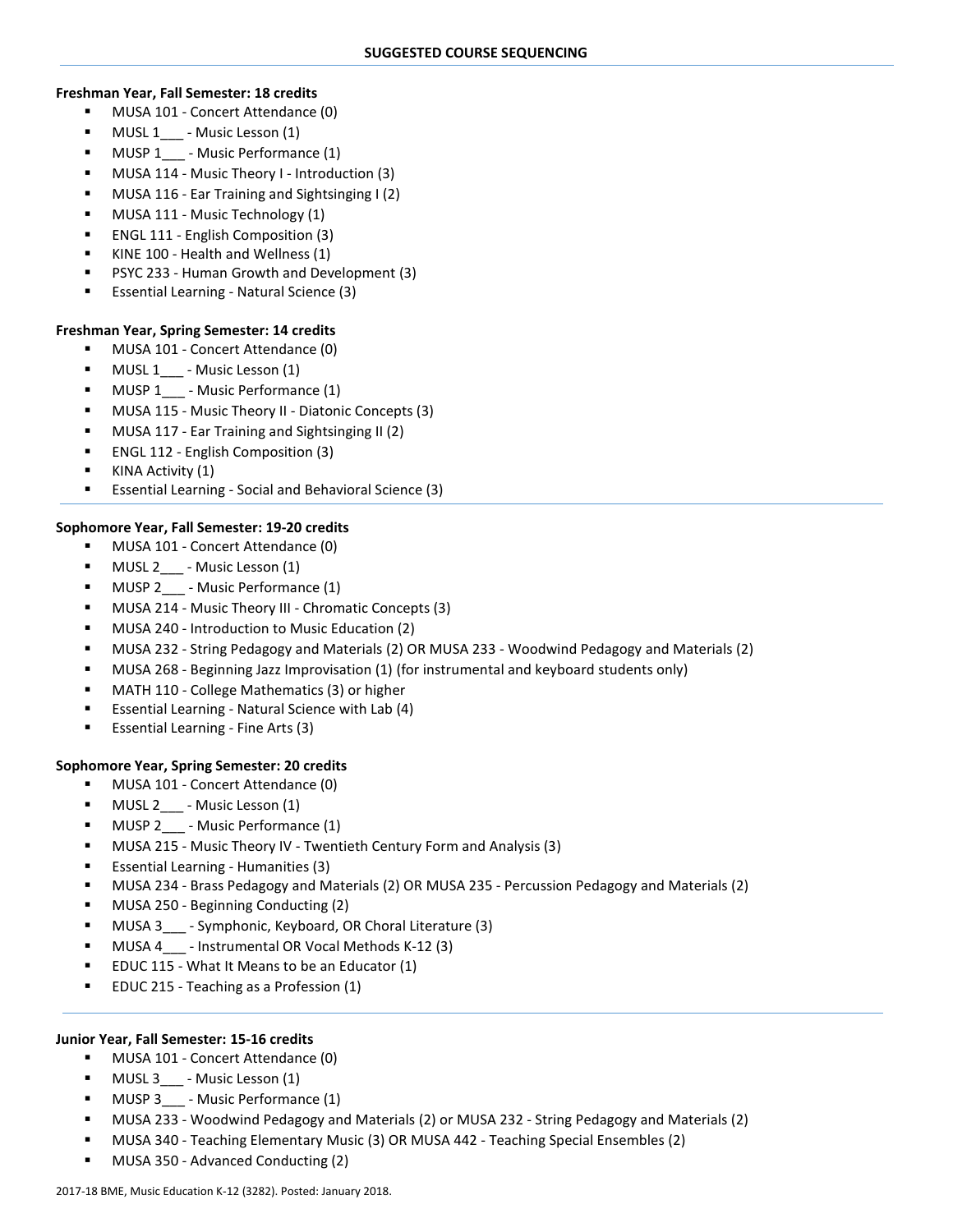## SUGGESTED COURSE SEQUENCING

**Freshman Year, Fall Semester: 18 credits**

- MUSA 101 - Concert Attendance (0)
- MUSL 1___ - Music Lesson (1)
- MUSP 1___ - Music Performance (1)
- MUSA 114 - Music Theory I - Introduction (3)
- MUSA 116 - Ear Training and Sightsinging I (2)
- MUSA 111 - Music Technology (1)
- ENGL 111 - English Composition (3)
- KINE 100 - Health and Wellness (1)
- PSYC 233 - Human Growth and Development (3)
- Essential Learning - Natural Science (3)

**Freshman Year, Spring Semester: 14 credits**

- MUSA 101 - Concert Attendance (0)
- MUSL 1___ - Music Lesson (1)
- MUSP 1___ - Music Performance (1)
- MUSA 115 - Music Theory II - Diatonic Concepts (3)
- MUSA 117 - Ear Training and Sightsinging II (2)
- ENGL 112 - English Composition (3)
- KINA Activity (1)
- Essential Learning - Social and Behavioral Science (3)

---

**Sophomore Year, Fall Semester: 19-20 credits**

- MUSA 101 - Concert Attendance (0)
- MUSL 2___ - Music Lesson (1)
- MUSP 2___ - Music Performance (1)
- MUSA 214 - Music Theory III - Chromatic Concepts (3)
- MUSA 240 - Introduction to Music Education (2)
- MUSA 232 - String Pedagogy and Materials (2) OR MUSA 233 - Woodwind Pedagogy and Materials (2)
- MUSA 268 - Beginning Jazz Improvisation (1) (for instrumental and keyboard students only)
- MATH 110 - College Mathematics (3) or higher
- Essential Learning - Natural Science with Lab (4)
- Essential Learning - Fine Arts (3)

**Sophomore Year, Spring Semester: 20 credits**

- MUSA 101 - Concert Attendance (0)
- MUSL 2___ - Music Lesson (1)
- MUSP 2___ - Music Performance (1)
- MUSA 215 - Music Theory IV - Twentieth Century Form and Analysis (3)
- Essential Learning - Humanities (3)
- MUSA 234 - Brass Pedagogy and Materials (2) OR MUSA 235 - Percussion Pedagogy and Materials (2)
- MUSA 250 - Beginning Conducting (2)
- MUSA 3___ - Symphonic, Keyboard, OR Choral Literature (3)
- MUSA 4___ - Instrumental OR Vocal Methods K-12 (3)
- EDUC 115 - What It Means to be an Educator (1)
- EDUC 215 - Teaching as a Profession (1)

---

**Junior Year, Fall Semester: 15-16 credits**

- MUSA 101 - Concert Attendance (0)
- MUSL 3___ - Music Lesson (1)
- MUSP 3___ - Music Performance (1)
- MUSA 233 - Woodwind Pedagogy and Materials (2) or MUSA 232 - String Pedagogy and Materials (2)
- MUSA 340 - Teaching Elementary Music (3) OR MUSA 442 - Teaching Special Ensembles (2)
- MUSA 350 - Advanced Conducting (2)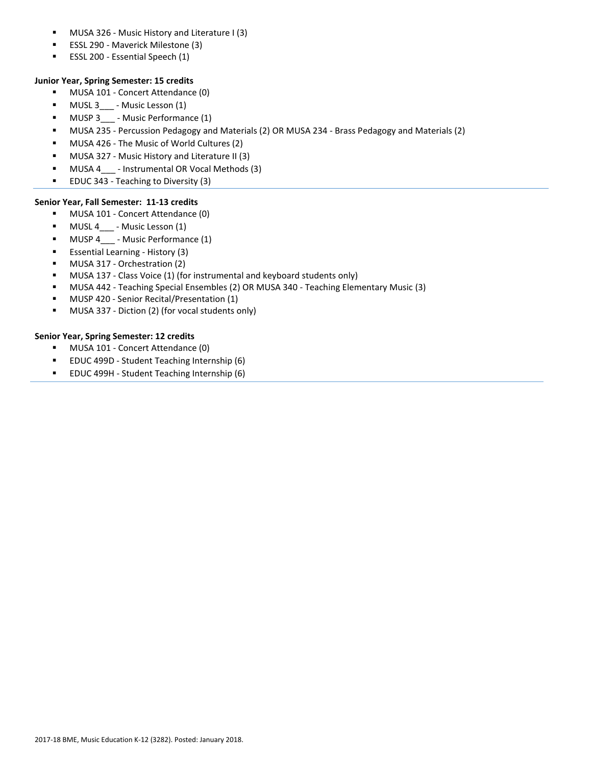- MUSA 326 - Music History and Literature I (3)
- ESSL 290 - Maverick Milestone (3)
- ESSL 200 - Essential Speech (1)

**Junior Year, Spring Semester: 15 credits**

- MUSA 101 - Concert Attendance (0)
- MUSL 3___ - Music Lesson (1)
- MUSP 3___ - Music Performance (1)
- MUSA 235 - Percussion Pedagogy and Materials (2) OR MUSA 234 - Brass Pedagogy and Materials (2)
- MUSA 426 - The Music of World Cultures (2)
- MUSA 327 - Music History and Literature II (3)
- MUSA 4___ - Instrumental OR Vocal Methods (3)
- EDUC 343 - Teaching to Diversity (3)

**Senior Year, Fall Semester: 11-13 credits**

- MUSA 101 - Concert Attendance (0)
- MUSL 4___ - Music Lesson (1)
- MUSP 4___ - Music Performance (1)
- Essential Learning - History (3)
- MUSA 317 - Orchestration (2)
- MUSA 137 - Class Voice (1) (for instrumental and keyboard students only)
- MUSA 442 - Teaching Special Ensembles (2) OR MUSA 340 - Teaching Elementary Music (3)
- MUSP 420 - Senior Recital/Presentation (1)
- MUSA 337 - Diction (2) (for vocal students only)

**Senior Year, Spring Semester: 12 credits**

- MUSA 101 - Concert Attendance (0)
- EDUC 499D - Student Teaching Internship (6)
- EDUC 499H - Student Teaching Internship (6)